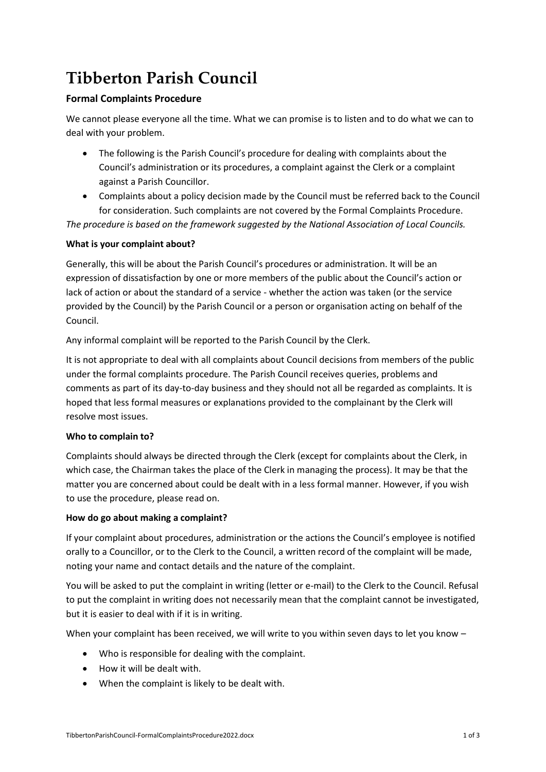# Tibberton Parish Council

### Formal Complaints Procedure

We cannot please everyone all the time. What we can promise is to listen and to do what we can to deal with your problem.

- The following is the Parish Council's procedure for dealing with complaints about the Council's administration or its procedures, a complaint against the Clerk or a complaint against a Parish Councillor.
- Complaints about a policy decision made by the Council must be referred back to the Council for consideration. Such complaints are not covered by the Formal Complaints Procedure.

*The procedure is based on the framework suggested by the National Association of Local Councils.*

**What is your complaint about?**

Generally, this will be about the Parish Council's procedures or administration. It will be an expression of dissatisfaction by one or more members of the public about the Council's action or lack of action or about the standard of a service - whether the action was taken (or the service provided by the Council) by the Parish Council or a person or organisation acting on behalf of the Council.

Any informal complaint will be reported to the Parish Council by the Clerk.

It is not appropriate to deal with all complaints about Council decisions from members of the public under the formal complaints procedure. The Parish Council receives queries, problems and comments as part of its day-to-day business and they should not all be regarded as complaints. It is hoped that less formal measures or explanations provided to the complainant by the Clerk will resolve most issues.

**Who to complain to?**

Complaints should always be directed through the Clerk (except for complaints about the Clerk, in which case, the Chairman takes the place of the Clerk in managing the process). It may be that the matter you are concerned about could be dealt with in a less formal manner. However, if you wish to use the procedure, please read on.

**How do go about making a complaint?**

If your complaint about procedures, administration or the actions the Council's employee is notified orally to a Councillor, or to the Clerk to the Council, a written record of the complaint will be made, noting your name and contact details and the nature of the complaint.

You will be asked to put the complaint in writing (letter or e-mail) to the Clerk to the Council. Refusal to put the complaint in writing does not necessarily mean that the complaint cannot be investigated, but it is easier to deal with if it is in writing.

When your complaint has been received, we will write to you within seven days to let you know –

- Who is responsible for dealing with the complaint.
- How it will be dealt with.
- When the complaint is likely to be dealt with.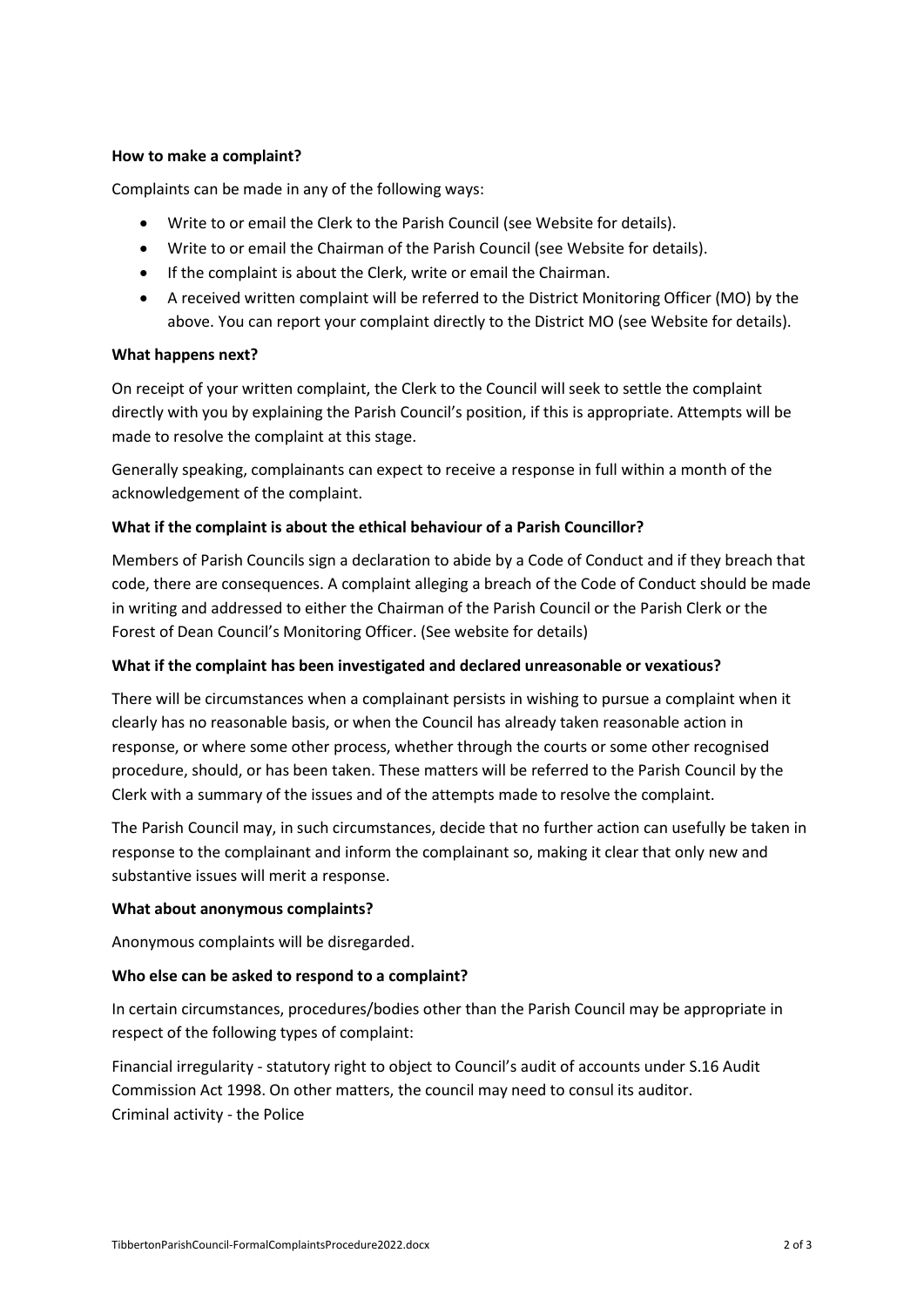**How to make a complaint?**

Complaints can be made in any of the following ways:

- Write to or email the Clerk to the Parish Council (see Website for details).
- Write to or email the Chairman of the Parish Council (see Website for details).
- If the complaint is about the Clerk, write or email the Chairman.
- A received written complaint will be referred to the District Monitoring Officer (MO) by the above. You can report your complaint directly to the District MO (see Website for details).

**What happens next?**

On receipt of your written complaint, the Clerk to the Council will seek to settle the complaint directly with you by explaining the Parish Council's position, if this is appropriate. Attempts will be made to resolve the complaint at this stage.

Generally speaking, complainants can expect to receive a response in full within a month of the acknowledgement of the complaint.

**What if the complaint is about the ethical behaviour of a Parish Councillor?**

Members of Parish Councils sign a declaration to abide by a Code of Conduct and if they breach that code, there are consequences. A complaint alleging a breach of the Code of Conduct should be made in writing and addressed to either the Chairman of the Parish Council or the Parish Clerk or the Forest of Dean Council's Monitoring Officer. (See website for details)

**What if the complaint has been investigated and declared unreasonable or vexatious?**

There will be circumstances when a complainant persists in wishing to pursue a complaint when it clearly has no reasonable basis, or when the Council has already taken reasonable action in response, or where some other process, whether through the courts or some other recognised procedure, should, or has been taken. These matters will be referred to the Parish Council by the Clerk with a summary of the issues and of the attempts made to resolve the complaint.

The Parish Council may, in such circumstances, decide that no further action can usefully be taken in response to the complainant and inform the complainant so, making it clear that only new and substantive issues will merit a response.

**What about anonymous complaints?**

Anonymous complaints will be disregarded.

**Who else can be asked to respond to a complaint?**

In certain circumstances, procedures/bodies other than the Parish Council may be appropriate in respect of the following types of complaint:

Financial irregularity - statutory right to object to Council's audit of accounts under S.16 Audit Commission Act 1998. On other matters, the council may need to consul its auditor.
Criminal activity - the Police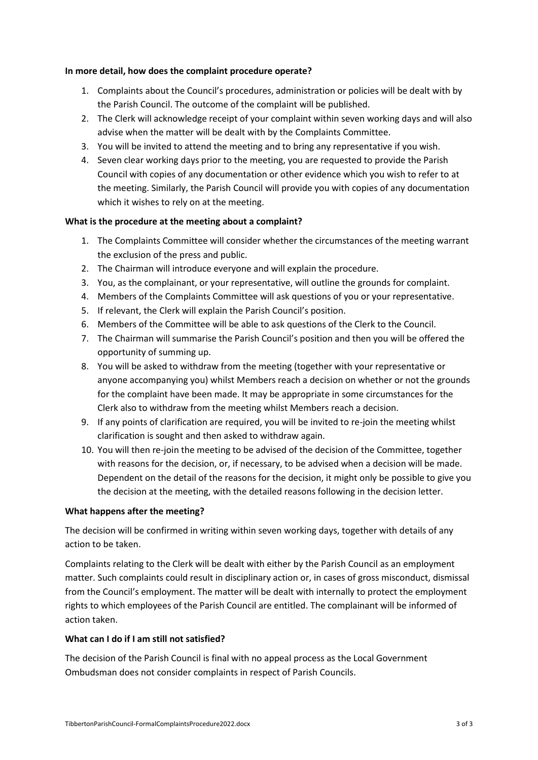**In more detail, how does the complaint procedure operate?**

1. Complaints about the Council's procedures, administration or policies will be dealt with by the Parish Council. The outcome of the complaint will be published.
2. The Clerk will acknowledge receipt of your complaint within seven working days and will also advise when the matter will be dealt with by the Complaints Committee.
3. You will be invited to attend the meeting and to bring any representative if you wish.
4. Seven clear working days prior to the meeting, you are requested to provide the Parish Council with copies of any documentation or other evidence which you wish to refer to at the meeting. Similarly, the Parish Council will provide you with copies of any documentation which it wishes to rely on at the meeting.

**What is the procedure at the meeting about a complaint?**

1. The Complaints Committee will consider whether the circumstances of the meeting warrant the exclusion of the press and public.
2. The Chairman will introduce everyone and will explain the procedure.
3. You, as the complainant, or your representative, will outline the grounds for complaint.
4. Members of the Complaints Committee will ask questions of you or your representative.
5. If relevant, the Clerk will explain the Parish Council's position.
6. Members of the Committee will be able to ask questions of the Clerk to the Council.
7. The Chairman will summarise the Parish Council's position and then you will be offered the opportunity of summing up.
8. You will be asked to withdraw from the meeting (together with your representative or anyone accompanying you) whilst Members reach a decision on whether or not the grounds for the complaint have been made. It may be appropriate in some circumstances for the Clerk also to withdraw from the meeting whilst Members reach a decision.
9. If any points of clarification are required, you will be invited to re-join the meeting whilst clarification is sought and then asked to withdraw again.
10. You will then re-join the meeting to be advised of the decision of the Committee, together with reasons for the decision, or, if necessary, to be advised when a decision will be made. Dependent on the detail of the reasons for the decision, it might only be possible to give you the decision at the meeting, with the detailed reasons following in the decision letter.

**What happens after the meeting?**

The decision will be confirmed in writing within seven working days, together with details of any action to be taken.

Complaints relating to the Clerk will be dealt with either by the Parish Council as an employment matter. Such complaints could result in disciplinary action or, in cases of gross misconduct, dismissal from the Council's employment. The matter will be dealt with internally to protect the employment rights to which employees of the Parish Council are entitled. The complainant will be informed of action taken.

**What can I do if I am still not satisfied?**

The decision of the Parish Council is final with no appeal process as the Local Government Ombudsman does not consider complaints in respect of Parish Councils.